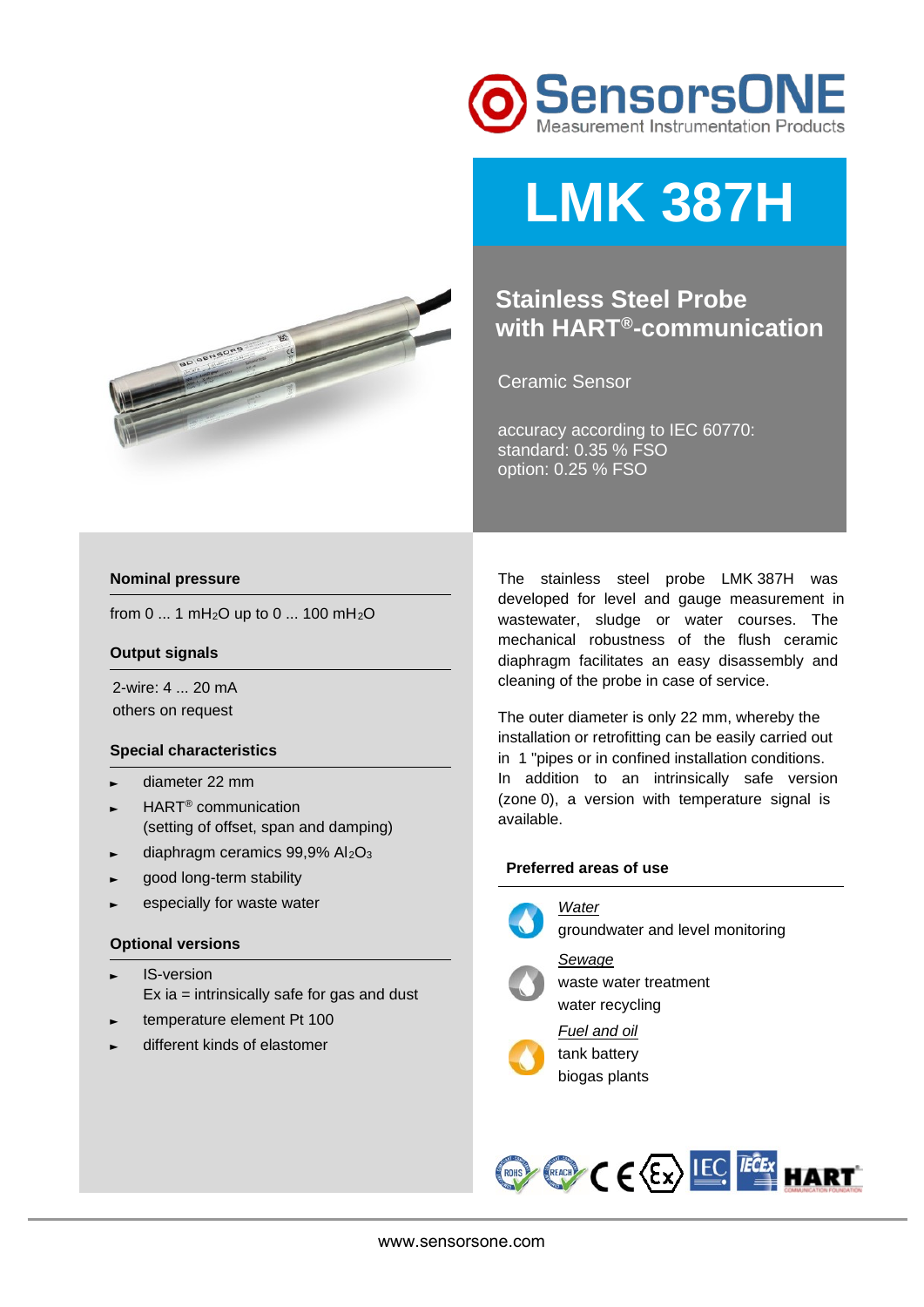SensorsONE
Measurement Instrumentation Products

# LMK 387H

## Stainless Steel Probe with HART®-communication

Ceramic Sensor

accuracy according to IEC 60770:
standard: 0.35 % FSO
option: 0.25 % FSO

### Nominal pressure

from 0 ... 1 $mH_2O$ up to 0 ... 100 $mH_2O$

### Output signals

2-wire: 4 ... 20 mA
others on request

### Special characteristics

- diameter 22 mm
- HART® communication (setting of offset, span and damping)
- diaphragm ceramics 99,9% $Al_2O_3$
- good long-term stability
- especially for waste water

### Optional versions

- IS-version
  Ex ia = intrinsically safe for gas and dust
- temperature element Pt 100
- different kinds of elastomer

The stainless steel probe LMK 387H was developed for level and gauge measurement in wastewater, sludge or water courses. The mechanical robustness of the flush ceramic diaphragm facilitates an easy disassembly and cleaning of the probe in case of service.

The outer diameter is only 22 mm, whereby the installation or retrofitting can be easily carried out in 1 "pipes or in confined installation conditions. In addition to an intrinsically safe version (zone 0), a version with temperature signal is available.

### Preferred areas of use

*Water*
groundwater and level monitoring

*Sewage*
waste water treatment
water recycling

*Fuel and oil*
tank battery
biogas plants

www.sensorsone.com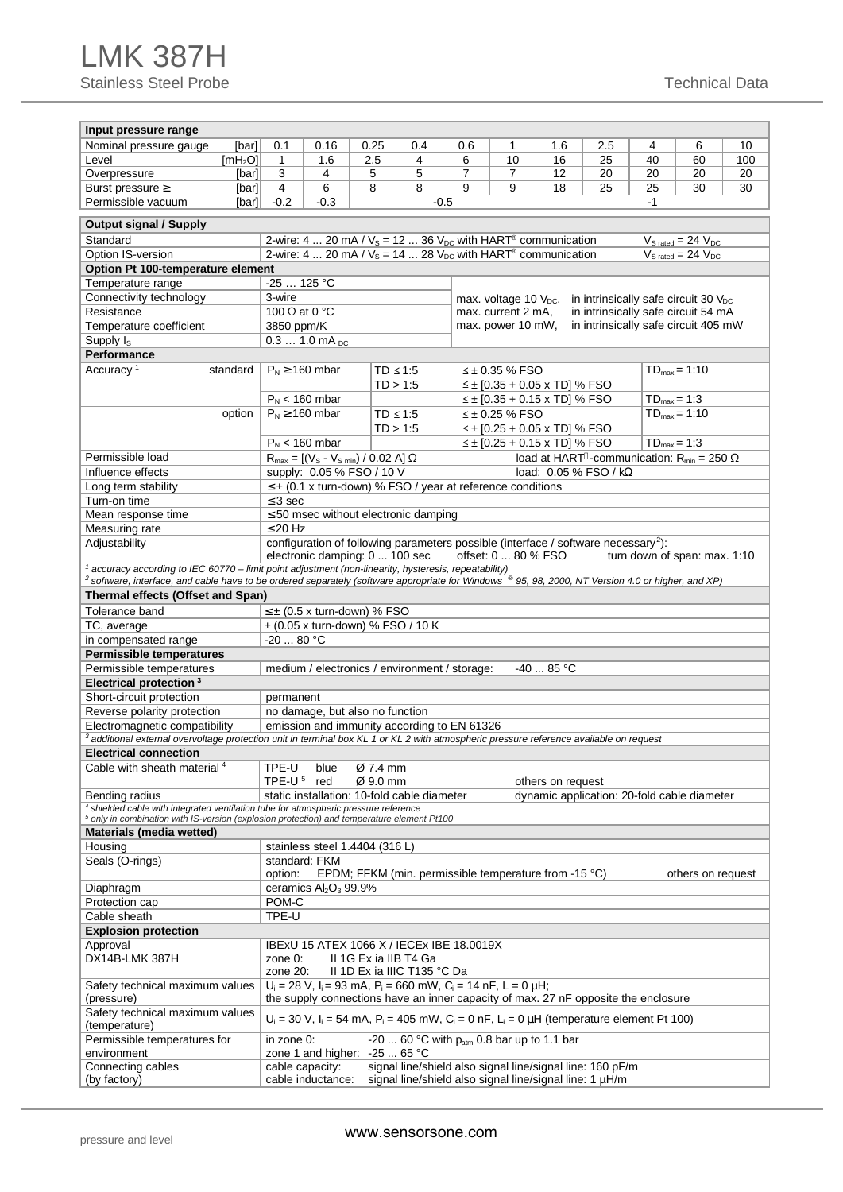# LMK 387H

Stainless Steel Probe

Technical Data

| Input pressure range | | | | | | | | | | | |
|---|---|---|---|---|---|---|---|---|---|---|---|
| Nominal pressure gauge [bar] | 0.1 | 0.16 | 0.25 | 0.4 | 0.6 | 1 | 1.6 | 2.5 | 4 | 6 | 10 |
| Level [$mH_2O$] | 1 | 1.6 | 2.5 | 4 | 6 | 10 | 16 | 25 | 40 | 60 | 100 |
| Overpressure [bar] | 3 | 4 | 5 | 5 | 7 | 7 | 12 | 20 | 20 | 20 | 20 |
| Burst pressure ≥ [bar] | 4 | 6 | 8 | 8 | 9 | 9 | 18 | 25 | 25 | 30 | 30 |
| Permissible vacuum [bar] | -0.2 | -0.3 | -0.5 | | | | -1 | | | | |

| Output signal / Supply | |
|---|---|
| Standard | 2-wire: 4 ... 20 mA / $V_S$ = 12 ... 36 $V_{DC}$ with HART® communication — $V_{S\ rated}$ = 24 $V_{DC}$ |
| Option IS-version | 2-wire: 4 ... 20 mA / $V_S$ = 14 ... 28 $V_{DC}$ with HART® communication — $V_{S\ rated}$ = 24 $V_{DC}$ |
| **Option Pt 100-temperature element** | |
| Temperature range | -25 … 125 °C |
| Connectivity technology | 3-wire |
| Resistance | 100 Ω at 0 °C |
| Temperature coefficient | 3850 ppm/K |
| Supply $I_S$ | 0.3 … 1.0 $mA_{DC}$ |
| | max. voltage 10 $V_{DC}$, in intrinsically safe circuit 30 $V_{DC}$; max. current 2 mA, in intrinsically safe circuit 54 mA; max. power 10 mW, in intrinsically safe circuit 405 mW |

| Performance | | | | | |
|---|---|---|---|---|---|
| Accuracy [1] | standard | $P_N$ ≥ 160 mbar | TD ≤ 1:5 | ≤ ± 0.35 % FSO | $TD_{max}$ = 1:10 |
| | | | TD > 1:5 | ≤ ± [0.35 + 0.05 x TD] % FSO | |
| | | $P_N$ < 160 mbar | | ≤ ± [0.35 + 0.15 x TD] % FSO | $TD_{max}$ = 1:3 |
| | option | $P_N$ ≥ 160 mbar | TD ≤ 1:5 | ≤ ± 0.25 % FSO | $TD_{max}$ = 1:10 |
| | | | TD > 1:5 | ≤ ± [0.25 + 0.05 x TD] % FSO | |
| | | $P_N$ < 160 mbar | | ≤ ± [0.25 + 0.15 x TD] % FSO | $TD_{max}$ = 1:3 |
| Permissible load | | $R_{max}$ = [($V_S$ - $V_{S\ min}$) / 0.02 A] Ω | | load at HART®-communication: $R_{min}$ = 250 Ω | |
| Influence effects | | supply: 0.05 % FSO / 10 V | | load: 0.05 % FSO / kΩ | |
| Long term stability | | ≤ ± (0.1 x turn-down) % FSO / year at reference conditions | | | |
| Turn-on time | | ≤ 3 sec | | | |
| Mean response time | | ≤ 50 msec without electronic damping | | | |
| Measuring rate | | ≤ 20 Hz | | | |
| Adjustability | | configuration of following parameters possible (interface / software necessary[2]): electronic damping: 0 ... 100 sec; offset: 0 ... 80 % FSO; turn down of span: max. 1:10 | | | |

*[1] accuracy according to IEC 60770 – limit point adjustment (non-linearity, hysteresis, repeatability)*
*[2] software, interface, and cable have to be ordered separately (software appropriate for Windows ® 95, 98, 2000, NT Version 4.0 or higher, and XP)*

| Thermal effects (Offset and Span) | |
|---|---|
| Tolerance band | ≤ ± (0.5 x turn-down) % FSO |
| TC, average | ± (0.05 x turn-down) % FSO / 10 K |
| in compensated range | -20 ... 80 °C |
| **Permissible temperatures** | |
| Permissible temperatures | medium / electronics / environment / storage: -40 ... 85 °C |
| **Electrical protection [3]** | |
| Short-circuit protection | permanent |
| Reverse polarity protection | no damage, but also no function |
| Electromagnetic compatibility | emission and immunity according to EN 61326 |

*[3] additional external overvoltage protection unit in terminal box KL 1 or KL 2 with atmospheric pressure reference available on request*

| Electrical connection | |
|---|---|
| Cable with sheath material [4] | TPE-U blue Ø 7.4 mm; TPE-U [5] red Ø 9.0 mm; others on request |
| Bending radius | static installation: 10-fold cable diameter; dynamic application: 20-fold cable diameter |

*[4] shielded cable with integrated ventilation tube for atmospheric pressure reference*
*[5] only in combination with IS-version (explosion protection) and temperature element Pt100*

| Materials (media wetted) | |
|---|---|
| Housing | stainless steel 1.4404 (316 L) |
| Seals (O-rings) | standard: FKM; option: EPDM; FFKM (min. permissible temperature from -15 °C); others on request |
| Diaphragm | ceramics $Al_2O_3$ 99.9% |
| Protection cap | POM-C |
| Cable sheath | TPE-U |
| **Explosion protection** | |
| Approval DX14B-LMK 387H | IBExU 15 ATEX 1066 X / IECEx IBE 18.0019X; zone 0: II 1G Ex ia IIB T4 Ga; zone 20: II 1D Ex ia IIIC T135 °C Da |
| Safety technical maximum values (pressure) | $U_i$ = 28 V, $I_i$ = 93 mA, $P_i$ = 660 mW, $C_i$ = 14 nF, $L_i$ = 0 µH; the supply connections have an inner capacity of max. 27 nF opposite the enclosure |
| Safety technical maximum values (temperature) | $U_i$ = 30 V, $I_i$ = 54 mA, $P_i$ = 405 mW, $C_i$ = 0 nF, $L_i$ = 0 µH (temperature element Pt 100) |
| Permissible temperatures for environment | in zone 0: -20 ... 60 °C with $p_{atm}$ 0.8 bar up to 1.1 bar; zone 1 and higher: -25 ... 65 °C |
| Connecting cables (by factory) | cable capacity: signal line/shield also signal line/signal line: 160 pF/m; cable inductance: signal line/shield also signal line/signal line: 1 µH/m |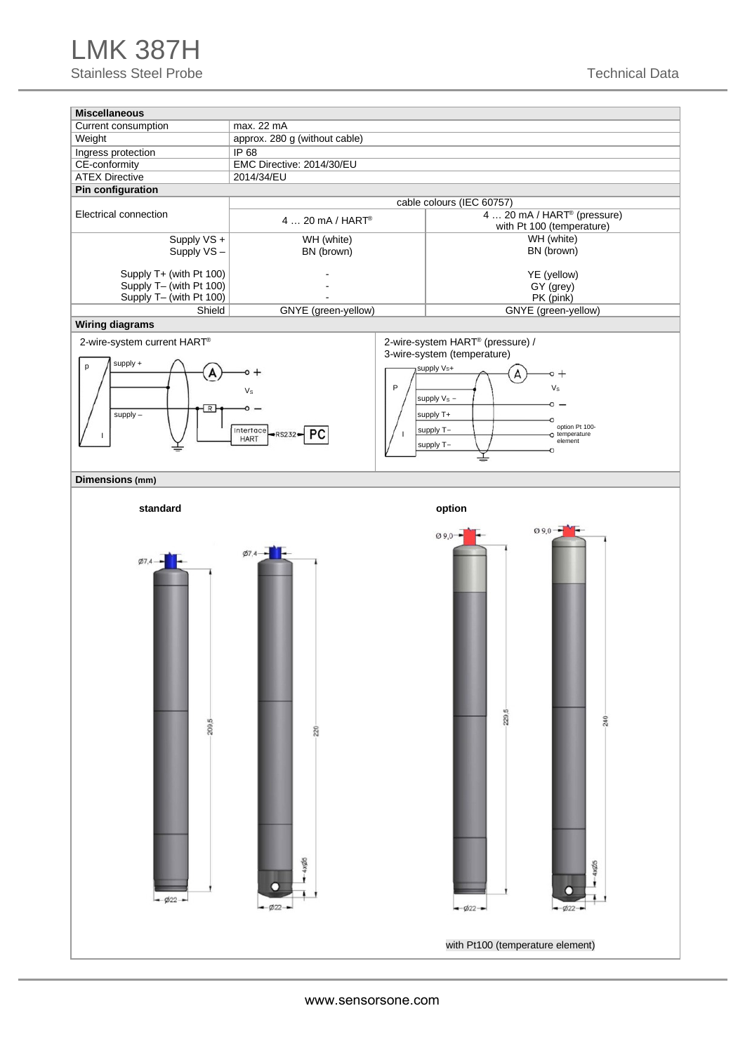| Miscellaneous | |
|---|---|
| Current consumption | max. 22 mA |
| Weight | approx. 280 g (without cable) |
| Ingress protection | IP 68 |
| CE-conformity | EMC Directive: 2014/30/EU |
| ATEX Directive | 2014/34/EU |

**Pin configuration**

| Electrical connection | cable colours (IEC 60757) | |
|---|---|---|
| | 4 … 20 mA / HART® | 4 … 20 mA / HART® (pressure) with Pt 100 (temperature) |
| Supply VS + | WH (white) | WH (white) |
| Supply VS – | BN (brown) | BN (brown) |
| Supply T+ (with Pt 100) | - | YE (yellow) |
| Supply T– (with Pt 100) | - | GY (grey) |
| Supply T– (with Pt 100) | - | PK (pink) |
| Shield | GNYE (green-yellow) | GNYE (green-yellow) |

**Wiring diagrams**

2-wire-system current HART®

2-wire-system HART® (pressure) / 3-wire-system (temperature)

**Dimensions (mm)**

standard

option

with Pt100 (temperature element)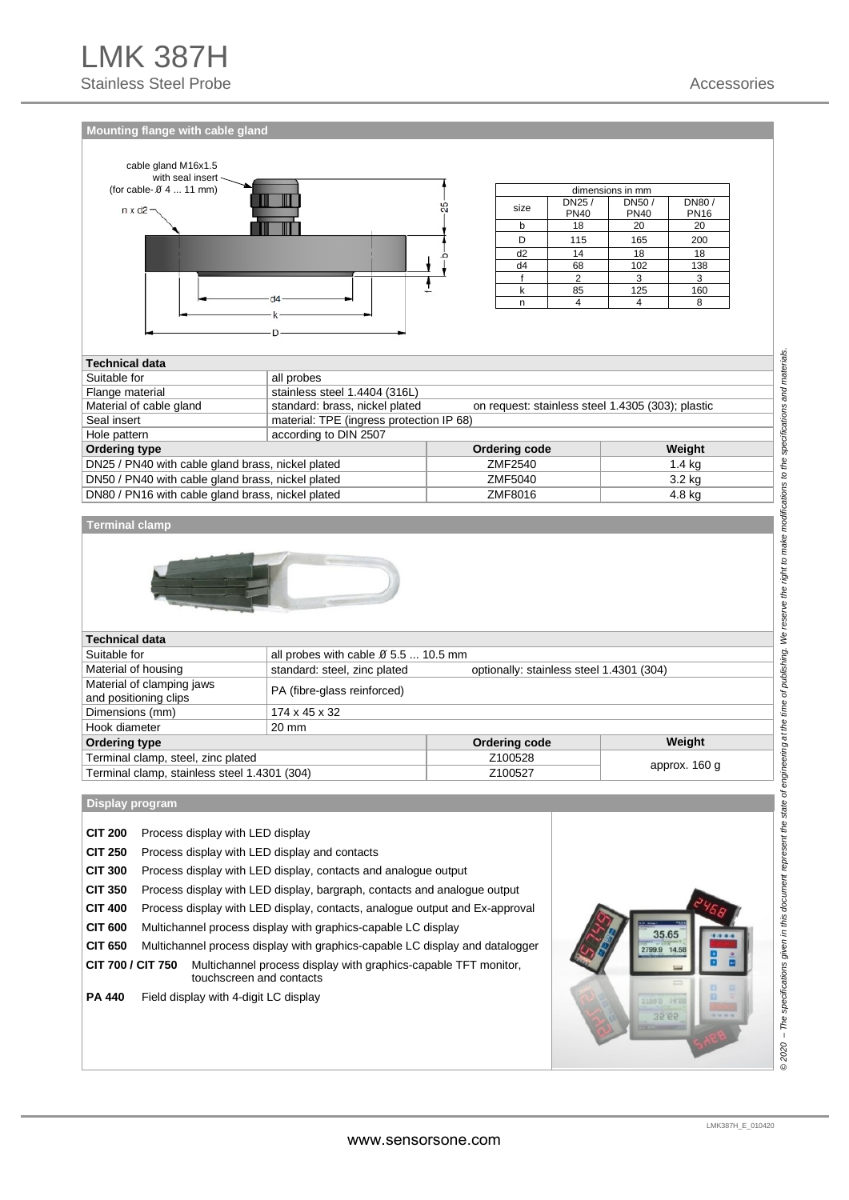## Mounting flange with cable gland

cable gland M16x1.5 with seal insert (for cable- Ø 4 ... 11 mm)

| dimensions in mm | | | |
|---|---|---|---|
| size | DN25 / PN40 | DN50 / PN40 | DN80 / PN16 |
| b | 18 | 20 | 20 |
| D | 115 | 165 | 200 |
| d2 | 14 | 18 | 18 |
| d4 | 68 | 102 | 138 |
| f | 2 | 3 | 3 |
| k | 85 | 125 | 160 |
| n | 4 | 4 | 8 |

| Technical data | | | |
|---|---|---|---|
| Suitable for | all probes | | |
| Flange material | stainless steel 1.4404 (316L) | | |
| Material of cable gland | standard: brass, nickel plated | on request: stainless steel 1.4305 (303); plastic | |
| Seal insert | material: TPE (ingress protection IP 68) | | |
| Hole pattern | according to DIN 2507 | | |
| **Ordering type** | | **Ordering code** | **Weight** |
| DN25 / PN40 with cable gland brass, nickel plated | | ZMF2540 | 1.4 kg |
| DN50 / PN40 with cable gland brass, nickel plated | | ZMF5040 | 3.2 kg |
| DN80 / PN16 with cable gland brass, nickel plated | | ZMF8016 | 4.8 kg |

## Terminal clamp

| Technical data | | | |
|---|---|---|---|
| Suitable for | all probes with cable Ø 5.5 ... 10.5 mm | | |
| Material of housing | standard: steel, zinc plated | optionally: stainless steel 1.4301 (304) | |
| Material of clamping jaws and positioning clips | PA (fibre-glass reinforced) | | |
| Dimensions (mm) | 174 x 45 x 32 | | |
| Hook diameter | 20 mm | | |
| **Ordering type** | | **Ordering code** | **Weight** |
| Terminal clamp, steel, zinc plated | | Z100528 | approx. 160 g |
| Terminal clamp, stainless steel 1.4301 (304) | | Z100527 | |

## Display program

**CIT 200** Process display with LED display

**CIT 250** Process display with LED display and contacts

**CIT 300** Process display with LED display, contacts and analogue output

**CIT 350** Process display with LED display, bargraph, contacts and analogue output

**CIT 400** Process display with LED display, contacts, analogue output and Ex-approval

**CIT 600** Multichannel process display with graphics-capable LC display

**CIT 650** Multichannel process display with graphics-capable LC display and datalogger

**CIT 700 / CIT 750** Multichannel process display with graphics-capable TFT monitor, touchscreen and contacts

**PA 440** Field display with 4-digit LC display

*© 2020 – The specifications given in this document represent the state of engineering at the time of publishing. We reserve the right to make modifications to the specifications and materials.*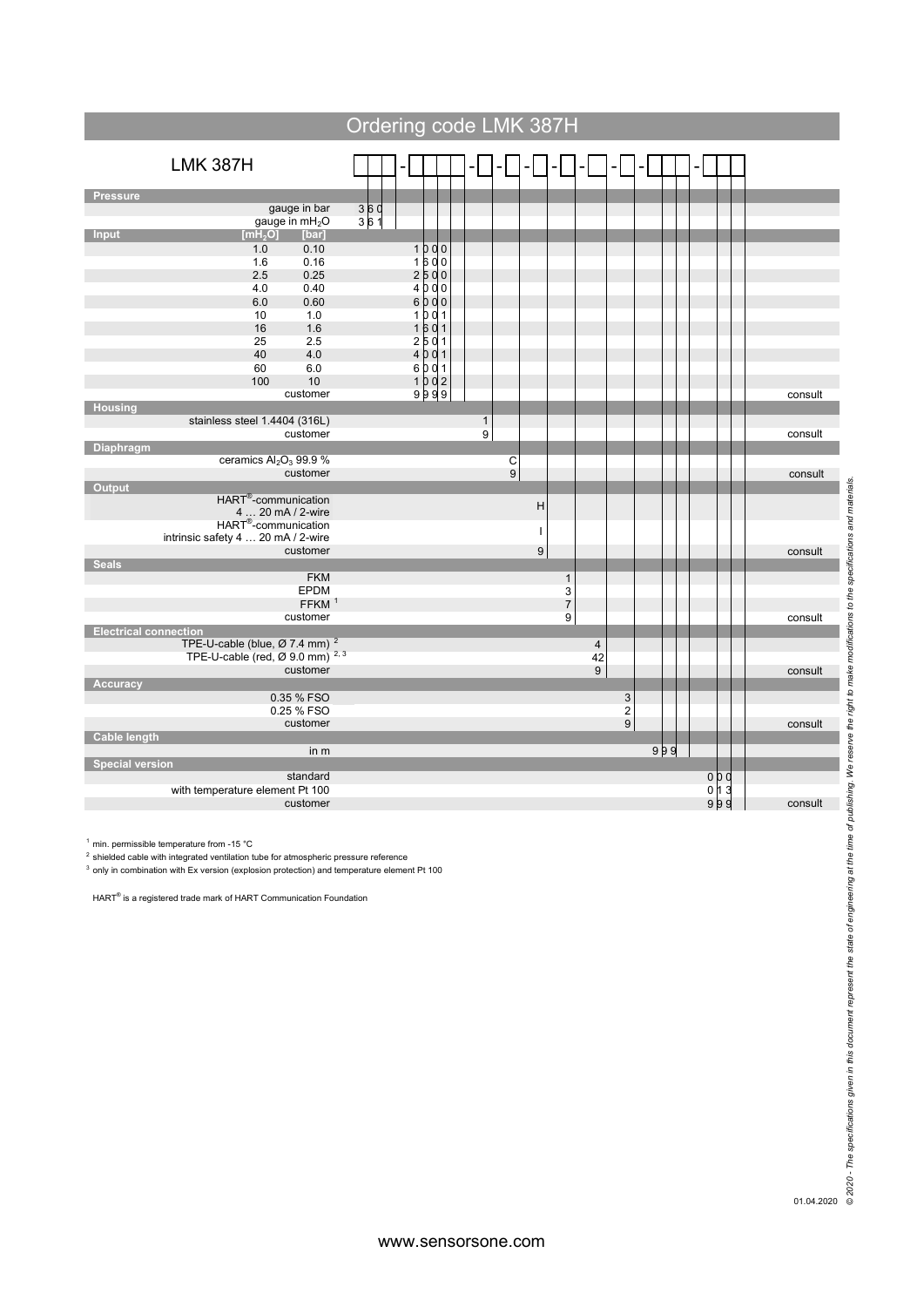# Ordering code LMK 387H

LMK 387H [ ][ ][ ] - [ ][ ][ ][ ] - [ ] - [ ] - [ ] - [ ] - [ ] - [ ] - [ ][ ][ ] - [ ][ ][ ]

| | | | | | | | | | | | | |
|---|---|---|---|---|---|---|---|---|---|---|---|---|
| **Pressure** | | | | | | | | | | | | |
| gauge in bar | 3 6 0 | | | | | | | | | | | |
| gauge in $mH_2O$ | 3 6 1 | | | | | | | | | | | |
| **Input** [$mH_2O$] [bar] | | | | | | | | | | | | |
| 1.0 / 0.10 | | 1 0 0 0 | | | | | | | | | | |
| 1.6 / 0.16 | | 1 6 0 0 | | | | | | | | | | |
| 2.5 / 0.25 | | 2 5 0 0 | | | | | | | | | | |
| 4.0 / 0.40 | | 4 0 0 0 | | | | | | | | | | |
| 6.0 / 0.60 | | 6 0 0 0 | | | | | | | | | | |
| 10 / 1.0 | | 1 0 0 1 | | | | | | | | | | |
| 16 / 1.6 | | 1 6 0 1 | | | | | | | | | | |
| 25 / 2.5 | | 2 5 0 1 | | | | | | | | | | |
| 40 / 4.0 | | 4 0 0 1 | | | | | | | | | | |
| 60 / 6.0 | | 6 0 0 1 | | | | | | | | | | |
| 100 / 10 | | 1 0 0 2 | | | | | | | | | | |
| customer | | 9 9 9 9 | | | | | | | | | | consult |
| **Housing** | | | | | | | | | | | | |
| stainless steel 1.4404 (316L) | | | 1 | | | | | | | | | |
| customer | | | 9 | | | | | | | | | consult |
| **Diaphragm** | | | | | | | | | | | | |
| ceramics $Al_2O_3$ 99.9 % | | | | C | | | | | | | | |
| customer | | | | 9 | | | | | | | | consult |
| **Output** | | | | | | | | | | | | |
| HART®-communication 4 … 20 mA / 2-wire | | | | | H | | | | | | | |
| HART®-communication intrinsic safety 4 … 20 mA / 2-wire | | | | | I | | | | | | | |
| customer | | | | | 9 | | | | | | | consult |
| **Seals** | | | | | | | | | | | | |
| FKM | | | | | | 1 | | | | | | |
| EPDM | | | | | | 3 | | | | | | |
| FFKM [1] | | | | | | 7 | | | | | | |
| customer | | | | | | 9 | | | | | | consult |
| **Electrical connection** | | | | | | | | | | | | |
| TPE-U-cable (blue, Ø 7.4 mm) [2] | | | | | | | 4 | | | | | |
| TPE-U-cable (red, Ø 9.0 mm) [2, 3] | | | | | | | 42 | | | | | |
| customer | | | | | | | 9 | | | | | consult |
| **Accuracy** | | | | | | | | | | | | |
| 0.35 % FSO | | | | | | | | 3 | | | | |
| 0.25 % FSO | | | | | | | | 2 | | | | |
| customer | | | | | | | | 9 | | | | consult |
| **Cable length** | | | | | | | | | | | | |
| in m | | | | | | | | | 9 9 9 | | | |
| **Special version** | | | | | | | | | | | | |
| standard | | | | | | | | | | 0 0 0 | | |
| with temperature element Pt 100 | | | | | | | | | | 0 1 3 | | |
| customer | | | | | | | | | | 9 9 9 | | consult |

[1] min. permissible temperature from -15 °C
[2] shielded cable with integrated ventilation tube for atmospheric pressure reference
[3] only in combination with Ex version (explosion protection) and temperature element Pt 100

HART® is a registered trade mark of HART Communication Foundation

01.04.2020

© 2020 - The specifications given in this document represent the state of engineering at the time of publishing. We reserve the right to make modifications to the specifications and materials.

www.sensorsone.com